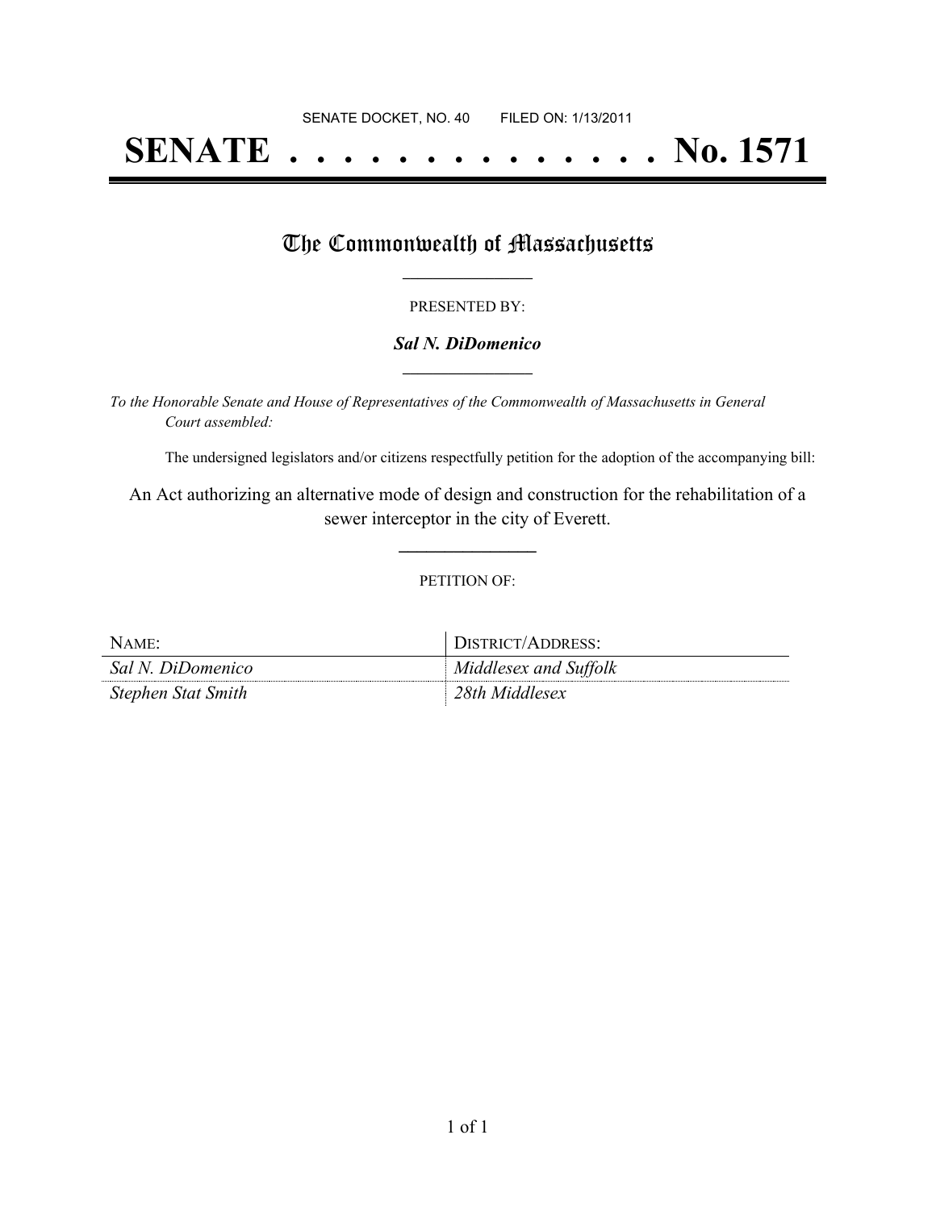SENATE DOCKET, NO. 40 FILED ON: 1/13/2011

# SENATE . . . . . . . . . . . . . . No. 1571

## The Commonwealth of Massachusetts

PRESENTED BY:

***Sal N. DiDomenico***

*To the Honorable Senate and House of Representatives of the Commonwealth of Massachusetts in General Court assembled:*

The undersigned legislators and/or citizens respectfully petition for the adoption of the accompanying bill:

An Act authorizing an alternative mode of design and construction for the rehabilitation of a sewer interceptor in the city of Everett.

PETITION OF:

| NAME: | DISTRICT/ADDRESS: |
|---|---|
| *Sal N. DiDomenico* | *Middlesex and Suffolk* |
| *Stephen Stat Smith* | *28th Middlesex* |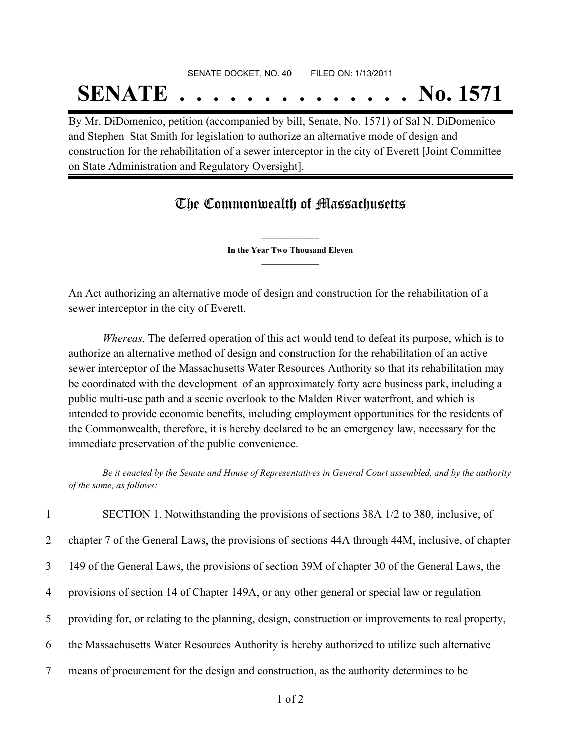SENATE DOCKET, NO. 40        FILED ON: 1/13/2011

# SENATE . . . . . . . . . . . . . . No. 1571

By Mr. DiDomenico, petition (accompanied by bill, Senate, No. 1571) of Sal N. DiDomenico and Stephen Stat Smith for legislation to authorize an alternative mode of design and construction for the rehabilitation of a sewer interceptor in the city of Everett [Joint Committee on State Administration and Regulatory Oversight].

## The Commonwealth of Massachusetts

**In the Year Two Thousand Eleven**

An Act authorizing an alternative mode of design and construction for the rehabilitation of a sewer interceptor in the city of Everett.

*Whereas,* The deferred operation of this act would tend to defeat its purpose, which is to authorize an alternative method of design and construction for the rehabilitation of an active sewer interceptor of the Massachusetts Water Resources Authority so that its rehabilitation may be coordinated with the development of an approximately forty acre business park, including a public multi-use path and a scenic overlook to the Malden River waterfront, and which is intended to provide economic benefits, including employment opportunities for the residents of the Commonwealth, therefore, it is hereby declared to be an emergency law, necessary for the immediate preservation of the public convenience.

*Be it enacted by the Senate and House of Representatives in General Court assembled, and by the authority of the same, as follows:*

1 SECTION 1. Notwithstanding the provisions of sections 38A 1/2 to 380, inclusive, of
2 chapter 7 of the General Laws, the provisions of sections 44A through 44M, inclusive, of chapter
3 149 of the General Laws, the provisions of section 39M of chapter 30 of the General Laws, the
4 provisions of section 14 of Chapter 149A, or any other general or special law or regulation
5 providing for, or relating to the planning, design, construction or improvements to real property,
6 the Massachusetts Water Resources Authority is hereby authorized to utilize such alternative
7 means of procurement for the design and construction, as the authority determines to be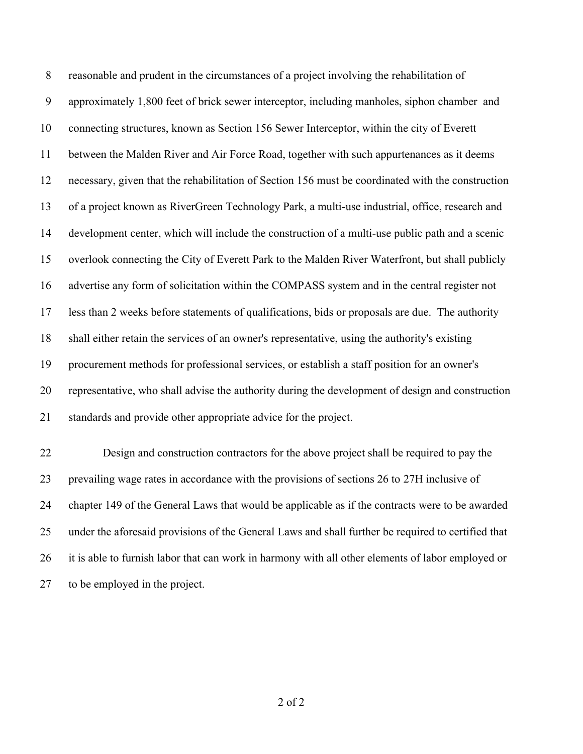reasonable and prudent in the circumstances of a project involving the rehabilitation of approximately 1,800 feet of brick sewer interceptor, including manholes, siphon chamber and connecting structures, known as Section 156 Sewer Interceptor, within the city of Everett between the Malden River and Air Force Road, together with such appurtenances as it deems necessary, given that the rehabilitation of Section 156 must be coordinated with the construction of a project known as RiverGreen Technology Park, a multi-use industrial, office, research and development center, which will include the construction of a multi-use public path and a scenic overlook connecting the City of Everett Park to the Malden River Waterfront, but shall publicly advertise any form of solicitation within the COMPASS system and in the central register not less than 2 weeks before statements of qualifications, bids or proposals are due. The authority shall either retain the services of an owner's representative, using the authority's existing procurement methods for professional services, or establish a staff position for an owner's representative, who shall advise the authority during the development of design and construction standards and provide other appropriate advice for the project.

Design and construction contractors for the above project shall be required to pay the prevailing wage rates in accordance with the provisions of sections 26 to 27H inclusive of chapter 149 of the General Laws that would be applicable as if the contracts were to be awarded under the aforesaid provisions of the General Laws and shall further be required to certified that it is able to furnish labor that can work in harmony with all other elements of labor employed or to be employed in the project.